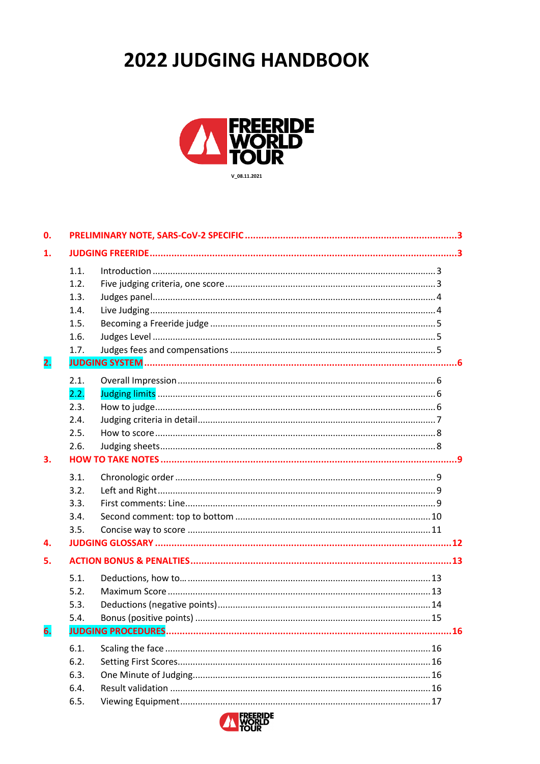# 2022 JUDGING HANDBOOK

FREERIDE WORLD TOUR

V_08.11.2021

**0. PRELIMINARY NOTE, SARS-CoV-2 SPECIFIC** .......... 3

**1. JUDGING FREERIDE** .......... 3

- 1.1. Introduction .......... 3
- 1.2. Five judging criteria, one score .......... 3
- 1.3. Judges panel .......... 4
- 1.4. Live Judging .......... 4
- 1.5. Becoming a Freeride judge .......... 5
- 1.6. Judges Level .......... 5
- 1.7. Judges fees and compensations .......... 5

**2. JUDGING SYSTEM** .......... 6

- 2.1. Overall Impression .......... 6
- 2.2. Judging limits .......... 6
- 2.3. How to judge .......... 6
- 2.4. Judging criteria in detail .......... 7
- 2.5. How to score .......... 8
- 2.6. Judging sheets .......... 8

**3. HOW TO TAKE NOTES** .......... 9

- 3.1. Chronologic order .......... 9
- 3.2. Left and Right .......... 9
- 3.3. First comments: Line .......... 9
- 3.4. Second comment: top to bottom .......... 10
- 3.5. Concise way to score .......... 11

**4. JUDGING GLOSSARY** .......... 12

**5. ACTION BONUS & PENALTIES** .......... 13

- 5.1. Deductions, how to… .......... 13
- 5.2. Maximum Score .......... 13
- 5.3. Deductions (negative points) .......... 14
- 5.4. Bonus (positive points) .......... 15

**6. JUDGING PROCEDURES** .......... 16

- 6.1. Scaling the face .......... 16
- 6.2. Setting First Scores .......... 16
- 6.3. One Minute of Judging .......... 16
- 6.4. Result validation .......... 16
- 6.5. Viewing Equipment .......... 17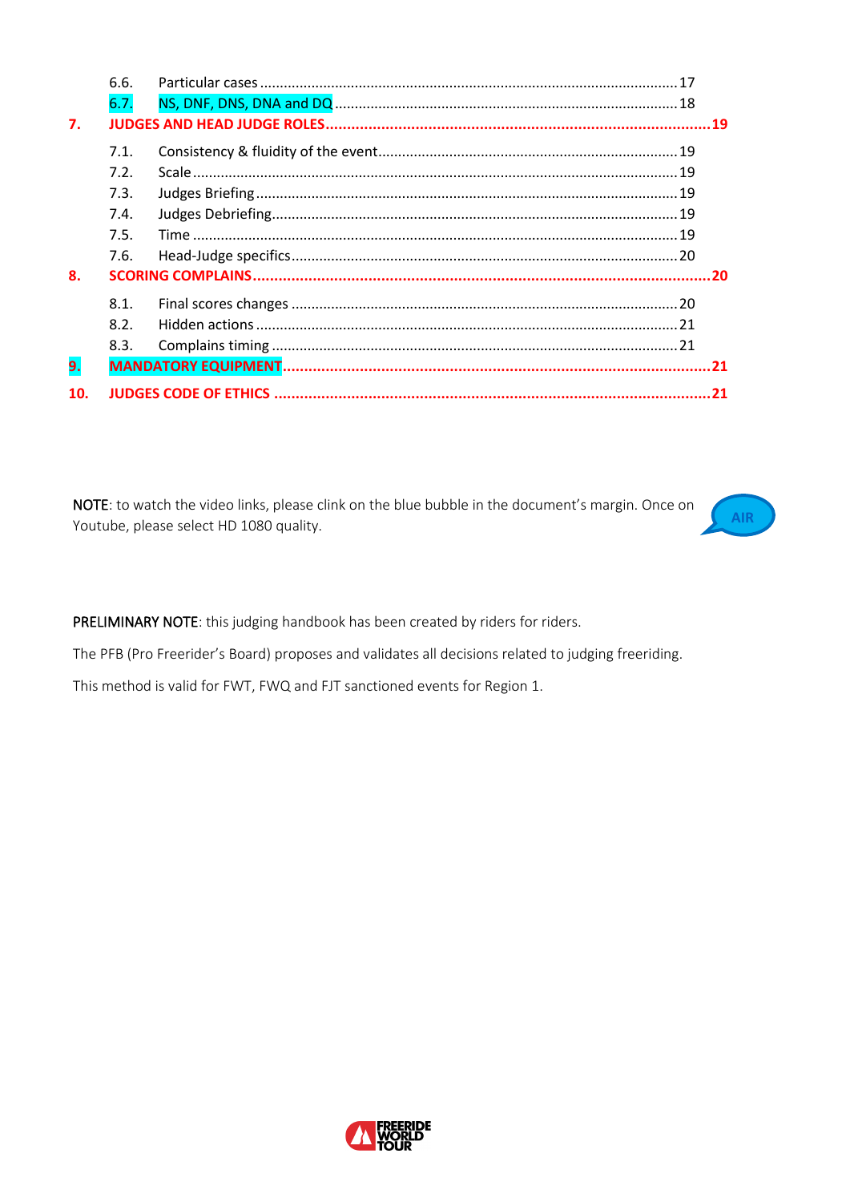6.6. Particular cases ........................................................................................................ 17

6.7. NS, DNF, DNS, DNA and DQ ...................................................................................... 18

**7. JUDGES AND HEAD JUDGE ROLES ......................................................................................... 19**

7.1. Consistency & fluidity of the event........................................................................... 19

7.2. Scale ......................................................................................................................... 19

7.3. Judges Briefing ......................................................................................................... 19

7.4. Judges Debriefing...................................................................................................... 19

7.5. Time ......................................................................................................................... 19

7.6. Head-Judge specifics ................................................................................................. 20

**8. SCORING COMPLAINS ............................................................................................................ 20**

8.1. Final scores changes ................................................................................................. 20

8.2. Hidden actions .......................................................................................................... 21

8.3. Complains timing ...................................................................................................... 21

**9. MANDATORY EQUIPMENT .................................................................................................... 21**

**10. JUDGES CODE OF ETHICS ...................................................................................................... 21**

NOTE: to watch the video links, please clink on the blue bubble in the document's margin. Once on Youtube, please select HD 1080 quality.

AIR

PRELIMINARY NOTE: this judging handbook has been created by riders for riders.

The PFB (Pro Freerider's Board) proposes and validates all decisions related to judging freeriding.

This method is valid for FWT, FWQ and FJT sanctioned events for Region 1.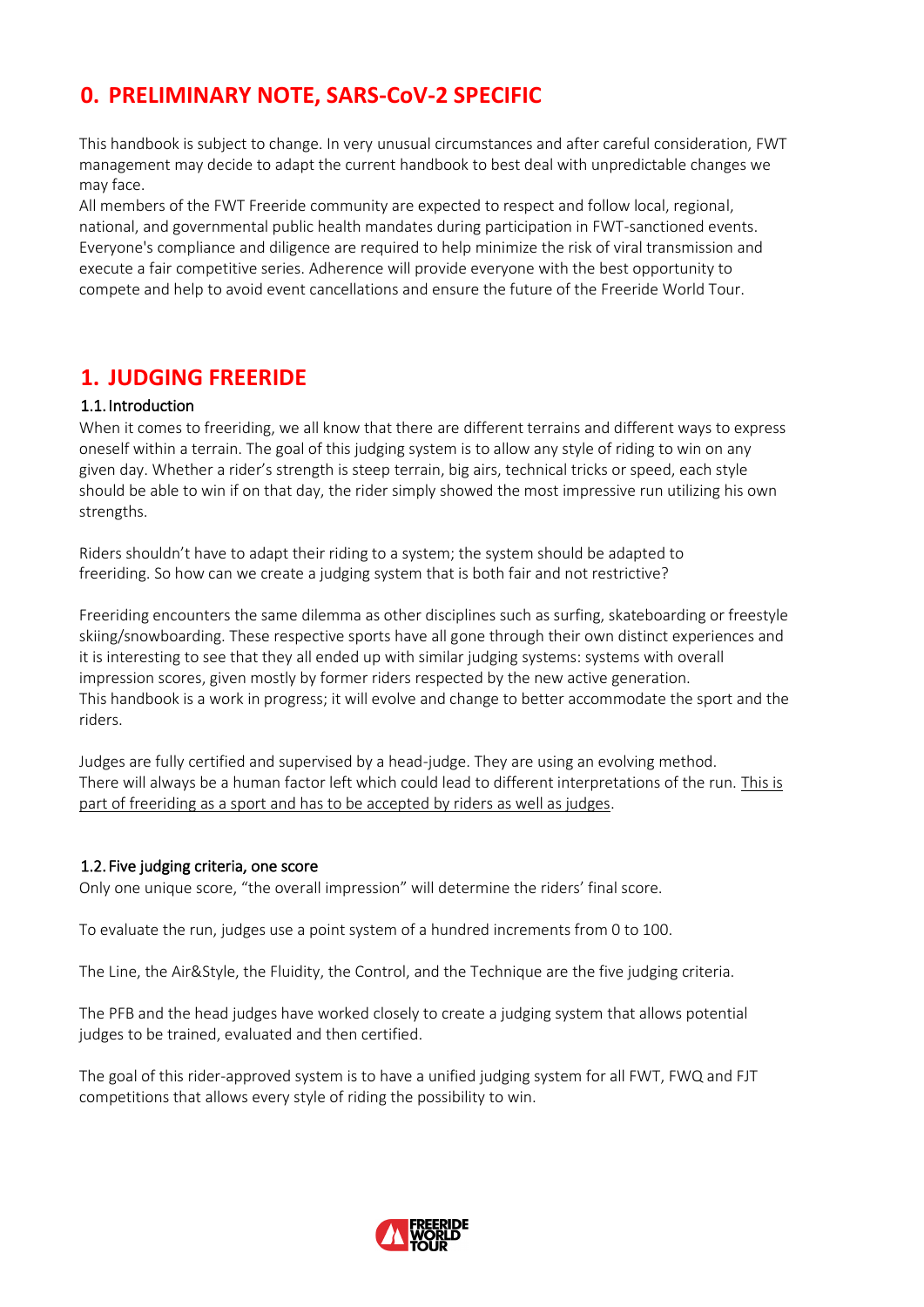## 0. PRELIMINARY NOTE, SARS-CoV-2 SPECIFIC

This handbook is subject to change. In very unusual circumstances and after careful consideration, FWT management may decide to adapt the current handbook to best deal with unpredictable changes we may face.

All members of the FWT Freeride community are expected to respect and follow local, regional, national, and governmental public health mandates during participation in FWT-sanctioned events. Everyone's compliance and diligence are required to help minimize the risk of viral transmission and execute a fair competitive series. Adherence will provide everyone with the best opportunity to compete and help to avoid event cancellations and ensure the future of the Freeride World Tour.

## 1. JUDGING FREERIDE

### 1.1. Introduction

When it comes to freeriding, we all know that there are different terrains and different ways to express oneself within a terrain. The goal of this judging system is to allow any style of riding to win on any given day. Whether a rider's strength is steep terrain, big airs, technical tricks or speed, each style should be able to win if on that day, the rider simply showed the most impressive run utilizing his own strengths.

Riders shouldn't have to adapt their riding to a system; the system should be adapted to freeriding. So how can we create a judging system that is both fair and not restrictive?

Freeriding encounters the same dilemma as other disciplines such as surfing, skateboarding or freestyle skiing/snowboarding. These respective sports have all gone through their own distinct experiences and it is interesting to see that they all ended up with similar judging systems: systems with overall impression scores, given mostly by former riders respected by the new active generation.

This handbook is a work in progress; it will evolve and change to better accommodate the sport and the riders.

Judges are fully certified and supervised by a head-judge. They are using an evolving method. There will always be a human factor left which could lead to different interpretations of the run. This is part of freeriding as a sport and has to be accepted by riders as well as judges.

### 1.2. Five judging criteria, one score

Only one unique score, "the overall impression" will determine the riders' final score.

To evaluate the run, judges use a point system of a hundred increments from 0 to 100.

The Line, the Air&Style, the Fluidity, the Control, and the Technique are the five judging criteria.

The PFB and the head judges have worked closely to create a judging system that allows potential judges to be trained, evaluated and then certified.

The goal of this rider-approved system is to have a unified judging system for all FWT, FWQ and FJT competitions that allows every style of riding the possibility to win.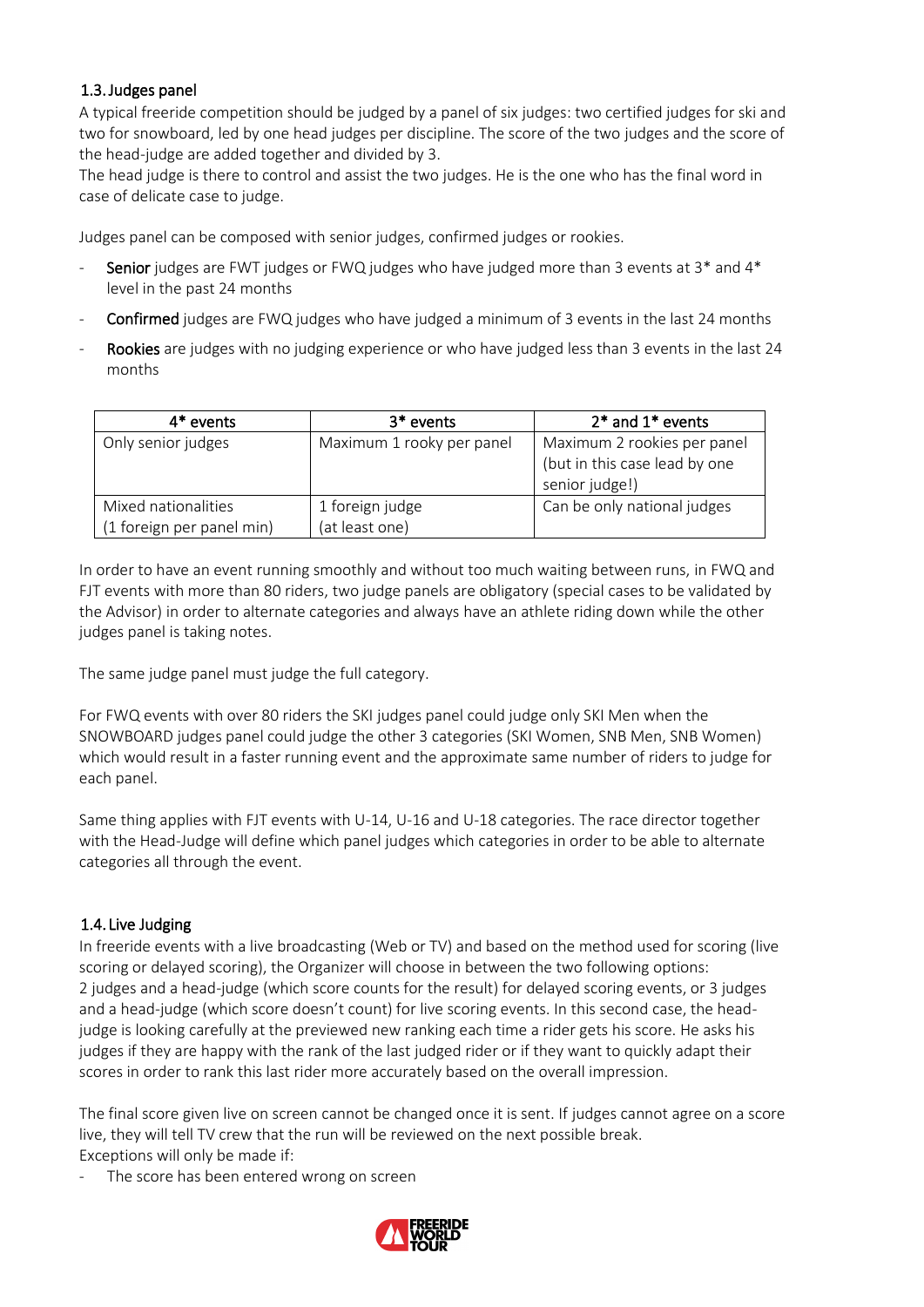### 1.3. Judges panel

A typical freeride competition should be judged by a panel of six judges: two certified judges for ski and two for snowboard, led by one head judges per discipline. The score of the two judges and the score of the head-judge are added together and divided by 3.
The head judge is there to control and assist the two judges. He is the one who has the final word in case of delicate case to judge.

Judges panel can be composed with senior judges, confirmed judges or rookies.

- **Senior** judges are FWT judges or FWQ judges who have judged more than 3 events at 3* and 4* level in the past 24 months
- **Confirmed** judges are FWQ judges who have judged a minimum of 3 events in the last 24 months
- **Rookies** are judges with no judging experience or who have judged less than 3 events in the last 24 months

| 4* events | 3* events | 2* and 1* events |
|---|---|---|
| Only senior judges | Maximum 1 rooky per panel | Maximum 2 rookies per panel (but in this case lead by one senior judge!) |
| Mixed nationalities (1 foreign per panel min) | 1 foreign judge (at least one) | Can be only national judges |

In order to have an event running smoothly and without too much waiting between runs, in FWQ and FJT events with more than 80 riders, two judge panels are obligatory (special cases to be validated by the Advisor) in order to alternate categories and always have an athlete riding down while the other judges panel is taking notes.

The same judge panel must judge the full category.

For FWQ events with over 80 riders the SKI judges panel could judge only SKI Men when the SNOWBOARD judges panel could judge the other 3 categories (SKI Women, SNB Men, SNB Women) which would result in a faster running event and the approximate same number of riders to judge for each panel.

Same thing applies with FJT events with U-14, U-16 and U-18 categories. The race director together with the Head-Judge will define which panel judges which categories in order to be able to alternate categories all through the event.

### 1.4. Live Judging

In freeride events with a live broadcasting (Web or TV) and based on the method used for scoring (live scoring or delayed scoring), the Organizer will choose in between the two following options:
2 judges and a head-judge (which score counts for the result) for delayed scoring events, or 3 judges and a head-judge (which score doesn't count) for live scoring events. In this second case, the head-judge is looking carefully at the previewed new ranking each time a rider gets his score. He asks his judges if they are happy with the rank of the last judged rider or if they want to quickly adapt their scores in order to rank this last rider more accurately based on the overall impression.

The final score given live on screen cannot be changed once it is sent. If judges cannot agree on a score live, they will tell TV crew that the run will be reviewed on the next possible break.
Exceptions will only be made if:

- The score has been entered wrong on screen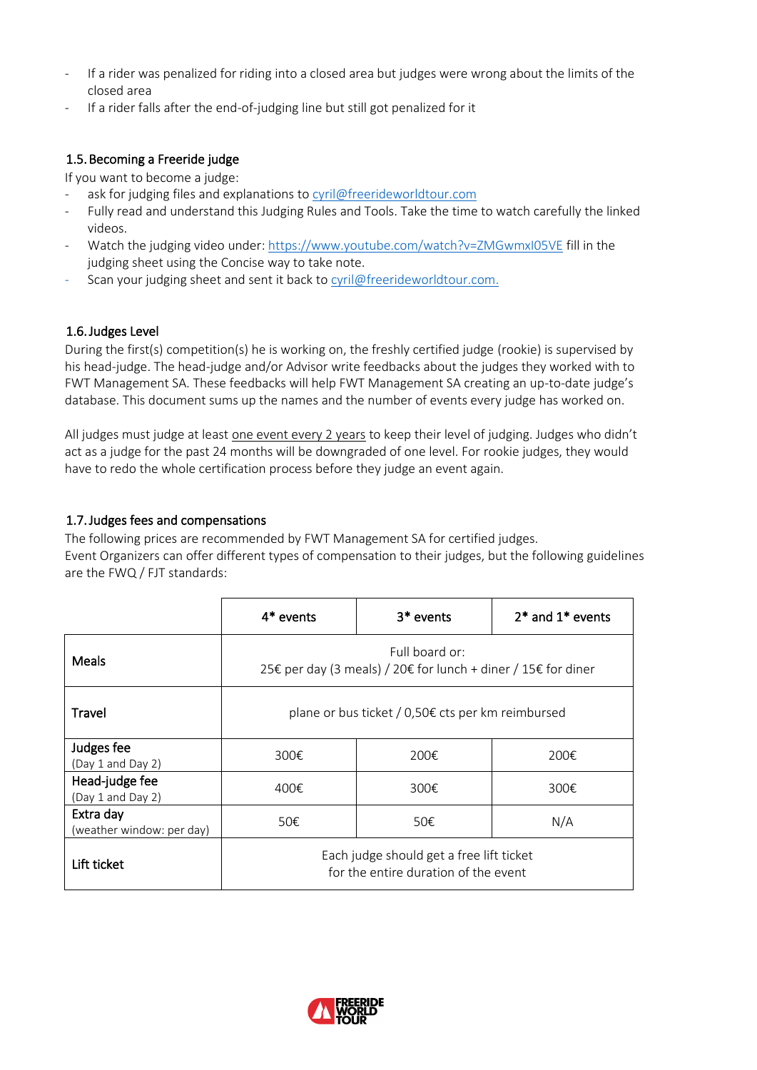- If a rider was penalized for riding into a closed area but judges were wrong about the limits of the closed area
- If a rider falls after the end-of-judging line but still got penalized for it

### 1.5. Becoming a Freeride judge

If you want to become a judge:

- ask for judging files and explanations to cyril@freerideworldtour.com
- Fully read and understand this Judging Rules and Tools. Take the time to watch carefully the linked videos.
- Watch the judging video under: https://www.youtube.com/watch?v=ZMGwmxI05VE fill in the judging sheet using the Concise way to take note.
- Scan your judging sheet and sent it back to cyril@freerideworldtour.com.

### 1.6. Judges Level

During the first(s) competition(s) he is working on, the freshly certified judge (rookie) is supervised by his head-judge. The head-judge and/or Advisor write feedbacks about the judges they worked with to FWT Management SA. These feedbacks will help FWT Management SA creating an up-to-date judge's database. This document sums up the names and the number of events every judge has worked on.

All judges must judge at least one event every 2 years to keep their level of judging. Judges who didn't act as a judge for the past 24 months will be downgraded of one level. For rookie judges, they would have to redo the whole certification process before they judge an event again.

### 1.7. Judges fees and compensations

The following prices are recommended by FWT Management SA for certified judges.
Event Organizers can offer different types of compensation to their judges, but the following guidelines are the FWQ / FJT standards:

| | 4* events | 3* events | 2* and 1* events |
|---|---|---|---|
| Meals | Full board or: 25€ per day (3 meals) / 20€ for lunch + diner / 15€ for diner | | |
| Travel | plane or bus ticket / 0,50€ cts per km reimbursed | | |
| Judges fee (Day 1 and Day 2) | 300€ | 200€ | 200€ |
| Head-judge fee (Day 1 and Day 2) | 400€ | 300€ | 300€ |
| Extra day (weather window: per day) | 50€ | 50€ | N/A |
| Lift ticket | Each judge should get a free lift ticket for the entire duration of the event | | |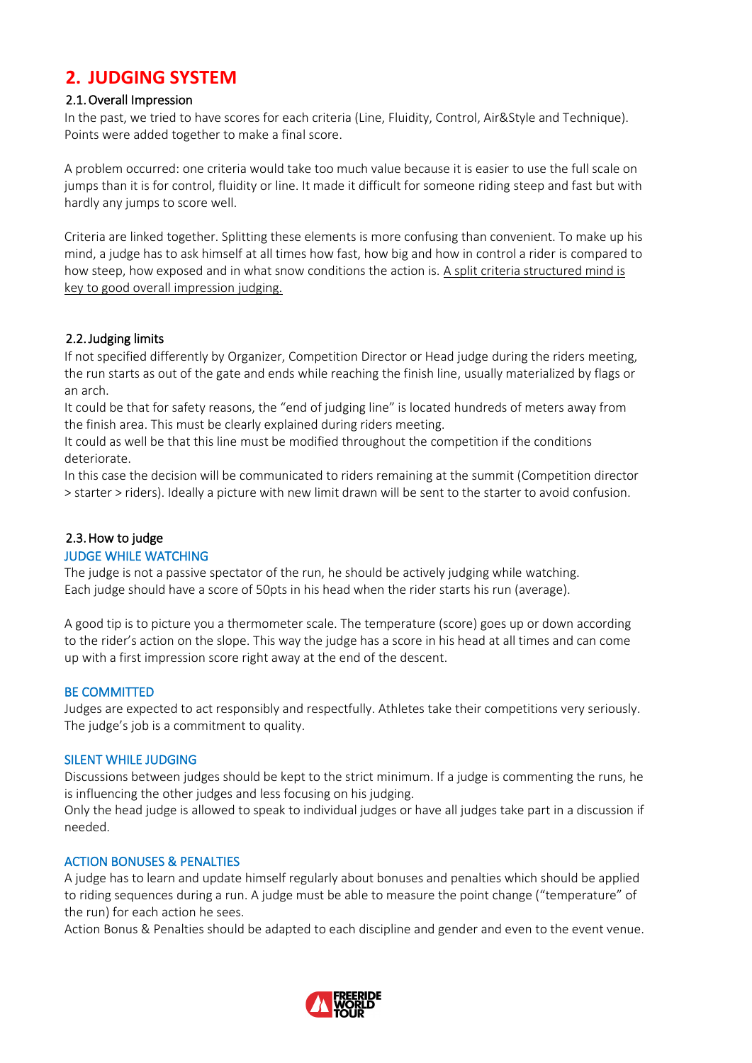# 2. JUDGING SYSTEM

## 2.1. Overall Impression

In the past, we tried to have scores for each criteria (Line, Fluidity, Control, Air&Style and Technique). Points were added together to make a final score.

A problem occurred: one criteria would take too much value because it is easier to use the full scale on jumps than it is for control, fluidity or line. It made it difficult for someone riding steep and fast but with hardly any jumps to score well.

Criteria are linked together. Splitting these elements is more confusing than convenient. To make up his mind, a judge has to ask himself at all times how fast, how big and how in control a rider is compared to how steep, how exposed and in what snow conditions the action is. <u>A split criteria structured mind is key to good overall impression judging.</u>

## 2.2. Judging limits

If not specified differently by Organizer, Competition Director or Head judge during the riders meeting, the run starts as out of the gate and ends while reaching the finish line, usually materialized by flags or an arch.

It could be that for safety reasons, the "end of judging line" is located hundreds of meters away from the finish area. This must be clearly explained during riders meeting.

It could as well be that this line must be modified throughout the competition if the conditions deteriorate.

In this case the decision will be communicated to riders remaining at the summit (Competition director > starter > riders). Ideally a picture with new limit drawn will be sent to the starter to avoid confusion.

## 2.3. How to judge

### JUDGE WHILE WATCHING

The judge is not a passive spectator of the run, he should be actively judging while watching.
Each judge should have a score of 50pts in his head when the rider starts his run (average).

A good tip is to picture you a thermometer scale. The temperature (score) goes up or down according to the rider's action on the slope. This way the judge has a score in his head at all times and can come up with a first impression score right away at the end of the descent.

### BE COMMITTED

Judges are expected to act responsibly and respectfully. Athletes take their competitions very seriously. The judge's job is a commitment to quality.

### SILENT WHILE JUDGING

Discussions between judges should be kept to the strict minimum. If a judge is commenting the runs, he is influencing the other judges and less focusing on his judging.
Only the head judge is allowed to speak to individual judges or have all judges take part in a discussion if needed.

### ACTION BONUSES & PENALTIES

A judge has to learn and update himself regularly about bonuses and penalties which should be applied to riding sequences during a run. A judge must be able to measure the point change ("temperature" of the run) for each action he sees.
Action Bonus & Penalties should be adapted to each discipline and gender and even to the event venue.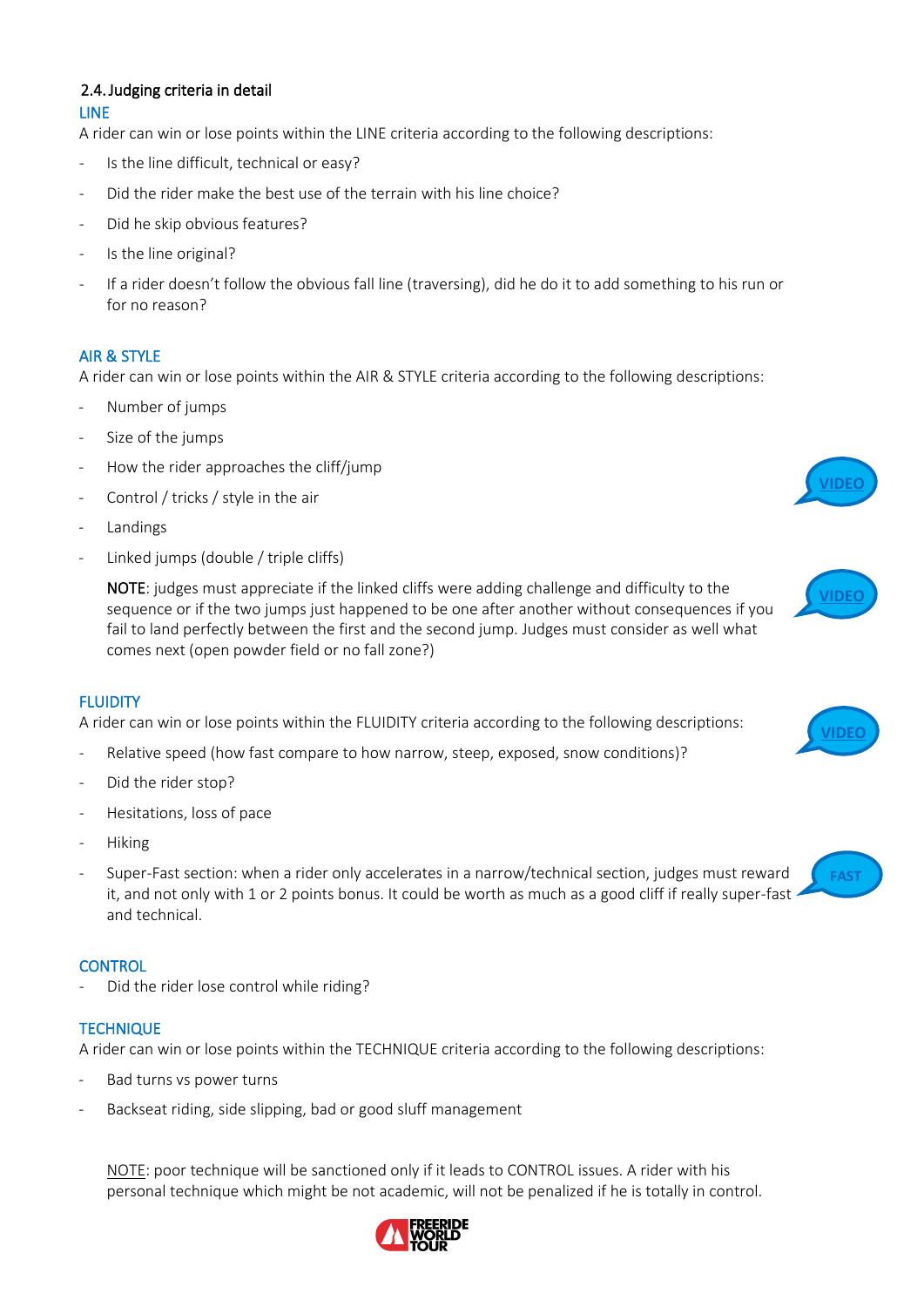## 2.4. Judging criteria in detail

### LINE

A rider can win or lose points within the LINE criteria according to the following descriptions:

- Is the line difficult, technical or easy?
- Did the rider make the best use of the terrain with his line choice?
- Did he skip obvious features?
- Is the line original?
- If a rider doesn't follow the obvious fall line (traversing), did he do it to add something to his run or for no reason?

### AIR & STYLE

A rider can win or lose points within the AIR & STYLE criteria according to the following descriptions:

- Number of jumps
- Size of the jumps
- How the rider approaches the cliff/jump
- Control / tricks / style in the air
- Landings
- Linked jumps (double / triple cliffs)

  **NOTE**: judges must appreciate if the linked cliffs were adding challenge and difficulty to the sequence or if the two jumps just happened to be one after another without consequences if you fail to land perfectly between the first and the second jump. Judges must consider as well what comes next (open powder field or no fall zone?)

VIDEO

VIDEO

### FLUIDITY

A rider can win or lose points within the FLUIDITY criteria according to the following descriptions:

VIDEO

- Relative speed (how fast compare to how narrow, steep, exposed, snow conditions)?
- Did the rider stop?
- Hesitations, loss of pace
- Hiking
- Super-Fast section: when a rider only accelerates in a narrow/technical section, judges must reward it, and not only with 1 or 2 points bonus. It could be worth as much as a good cliff if really super-fast and technical.

FAST

### CONTROL

- Did the rider lose control while riding?

### TECHNIQUE

A rider can win or lose points within the TECHNIQUE criteria according to the following descriptions:

- Bad turns vs power turns
- Backseat riding, side slipping, bad or good sluff management

<u>NOTE</u>: poor technique will be sanctioned only if it leads to CONTROL issues. A rider with his personal technique which might be not academic, will not be penalized if he is totally in control.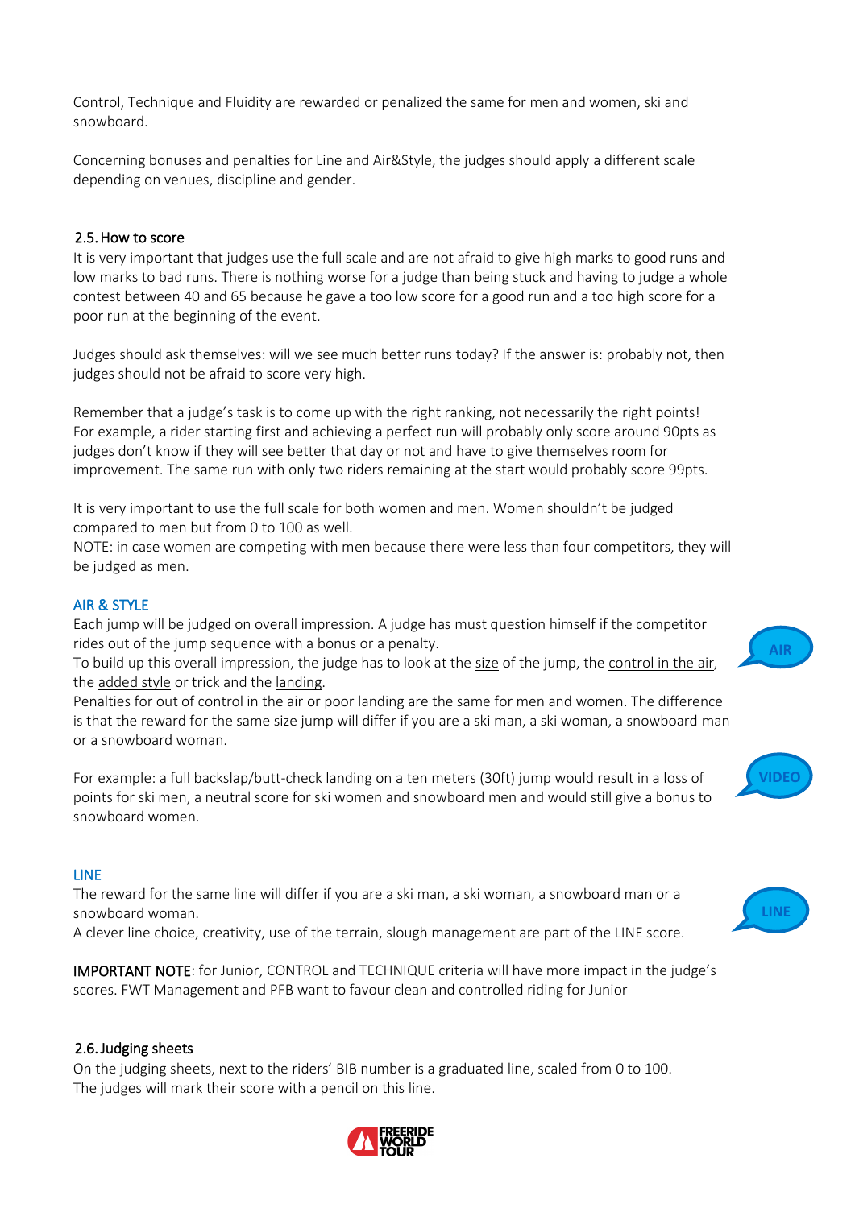Control, Technique and Fluidity are rewarded or penalized the same for men and women, ski and snowboard.

Concerning bonuses and penalties for Line and Air&Style, the judges should apply a different scale depending on venues, discipline and gender.

### 2.5. How to score

It is very important that judges use the full scale and are not afraid to give high marks to good runs and low marks to bad runs. There is nothing worse for a judge than being stuck and having to judge a whole contest between 40 and 65 because he gave a too low score for a good run and a too high score for a poor run at the beginning of the event.

Judges should ask themselves: will we see much better runs today? If the answer is: probably not, then judges should not be afraid to score very high.

Remember that a judge's task is to come up with the right ranking, not necessarily the right points! For example, a rider starting first and achieving a perfect run will probably only score around 90pts as judges don't know if they will see better that day or not and have to give themselves room for improvement. The same run with only two riders remaining at the start would probably score 99pts.

It is very important to use the full scale for both women and men. Women shouldn't be judged compared to men but from 0 to 100 as well.
NOTE: in case women are competing with men because there were less than four competitors, they will be judged as men.

#### AIR & STYLE

Each jump will be judged on overall impression. A judge has must question himself if the competitor rides out of the jump sequence with a bonus or a penalty.
To build up this overall impression, the judge has to look at the size of the jump, the control in the air, the added style or trick and the landing.
Penalties for out of control in the air or poor landing are the same for men and women. The difference is that the reward for the same size jump will differ if you are a ski man, a ski woman, a snowboard man or a snowboard woman.

AIR

For example: a full backslap/butt-check landing on a ten meters (30ft) jump would result in a loss of points for ski men, a neutral score for ski women and snowboard men and would still give a bonus to snowboard women.

VIDEO

#### LINE

The reward for the same line will differ if you are a ski man, a ski woman, a snowboard man or a snowboard woman.
A clever line choice, creativity, use of the terrain, slough management are part of the LINE score.

LINE

**IMPORTANT NOTE**: for Junior, CONTROL and TECHNIQUE criteria will have more impact in the judge's scores. FWT Management and PFB want to favour clean and controlled riding for Junior

### 2.6. Judging sheets

On the judging sheets, next to the riders' BIB number is a graduated line, scaled from 0 to 100. The judges will mark their score with a pencil on this line.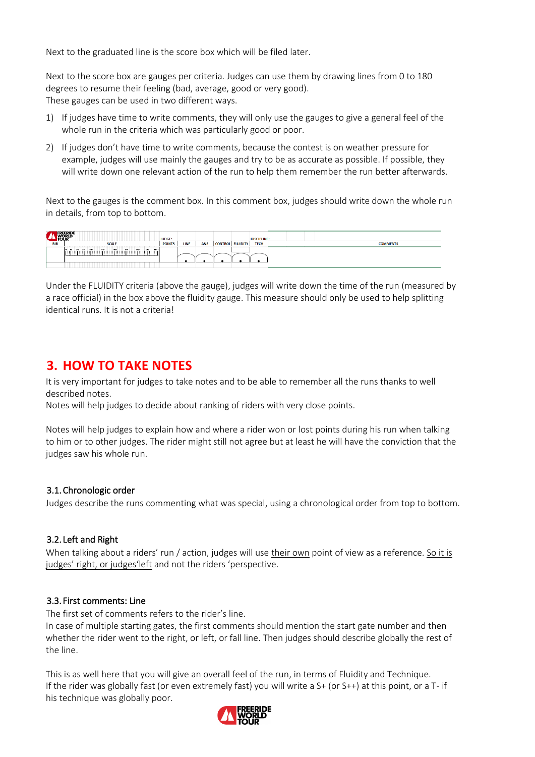Next to the graduated line is the score box which will be filed later.

Next to the score box are gauges per criteria. Judges can use them by drawing lines from 0 to 180 degrees to resume their feeling (bad, average, good or very good).
These gauges can be used in two different ways.

1) If judges have time to write comments, they will only use the gauges to give a general feel of the whole run in the criteria which was particularly good or poor.
2) If judges don't have time to write comments, because the contest is on weather pressure for example, judges will use mainly the gauges and try to be as accurate as possible. If possible, they will write down one relevant action of the run to help them remember the run better afterwards.

Next to the gauges is the comment box. In this comment box, judges should write down the whole run in details, from top to bottom.

| BIB | SCALE | POINTS | LINE | A&S | CONTROL | FLUIDITY | TECH | COMMENTS |
|---|---|---|---|---|---|---|---|---|
| | 0 10 20 30 40 50 60 70 80 90 100 | | | | | | | |

Under the FLUIDITY criteria (above the gauge), judges will write down the time of the run (measured by a race official) in the box above the fluidity gauge. This measure should only be used to help splitting identical runs. It is not a criteria!

# 3. HOW TO TAKE NOTES

It is very important for judges to take notes and to be able to remember all the runs thanks to well described notes.
Notes will help judges to decide about ranking of riders with very close points.

Notes will help judges to explain how and where a rider won or lost points during his run when talking to him or to other judges. The rider might still not agree but at least he will have the conviction that the judges saw his whole run.

## 3.1. Chronologic order

Judges describe the runs commenting what was special, using a chronological order from top to bottom.

## 3.2. Left and Right

When talking about a riders' run / action, judges will use <u>their own</u> point of view as a reference. <u>So it is judges' right, or judges'left</u> and not the riders 'perspective.

## 3.3. First comments: Line

The first set of comments refers to the rider's line.
In case of multiple starting gates, the first comments should mention the start gate number and then whether the rider went to the right, or left, or fall line. Then judges should describe globally the rest of the line.

This is as well here that you will give an overall feel of the run, in terms of Fluidity and Technique.
If the rider was globally fast (or even extremely fast) you will write a S+ (or S++) at this point, or a T- if his technique was globally poor.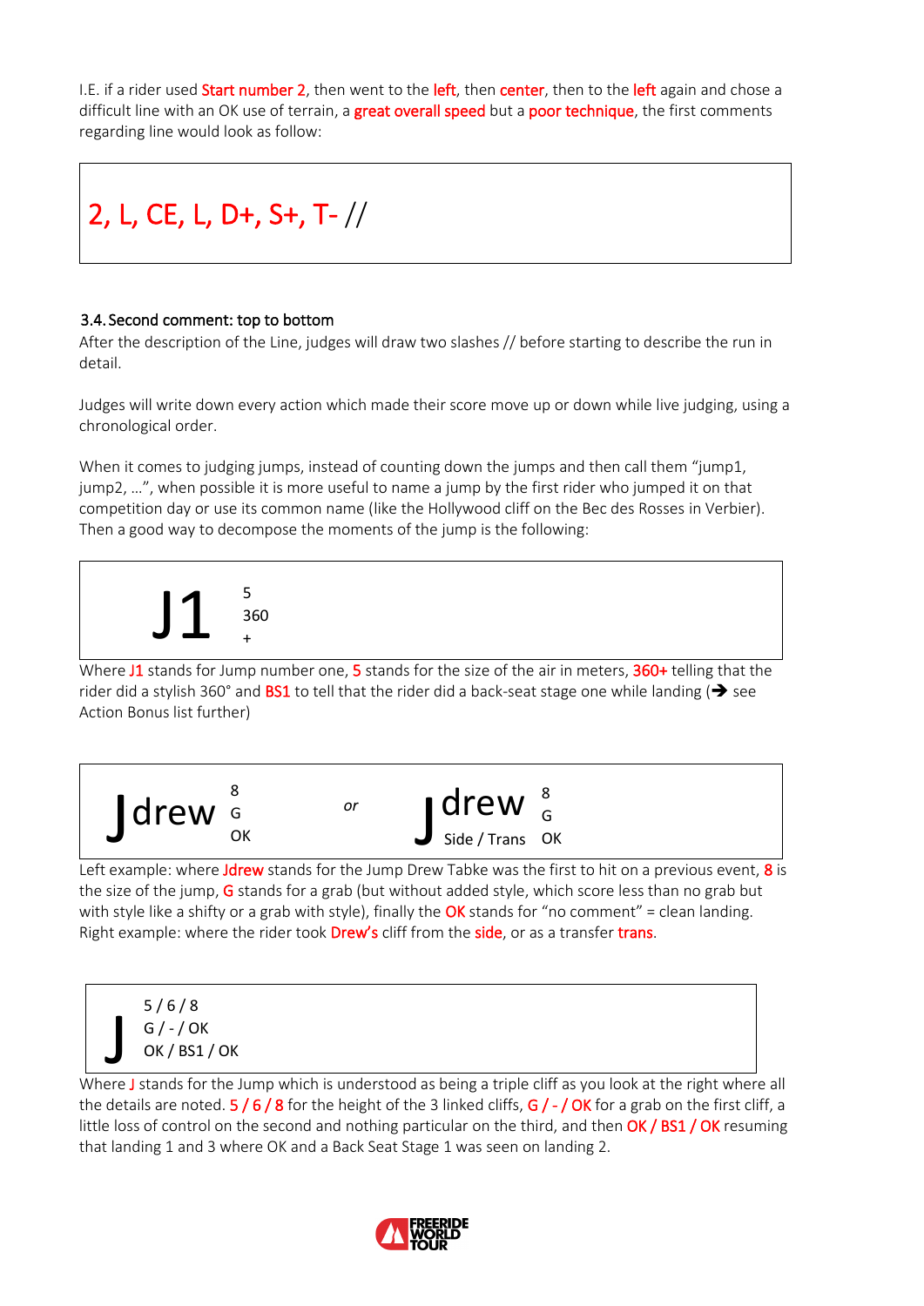I.E. if a rider used Start number 2, then went to the left, then center, then to the left again and chose a difficult line with an OK use of terrain, a great overall speed but a poor technique, the first comments regarding line would look as follow:

> 2, L, CE, L, D+, S+, T- //

### 3.4. Second comment: top to bottom

After the description of the Line, judges will draw two slashes // before starting to describe the run in detail.

Judges will write down every action which made their score move up or down while live judging, using a chronological order.

When it comes to judging jumps, instead of counting down the jumps and then call them "jump1, jump2, …", when possible it is more useful to name a jump by the first rider who jumped it on that competition day or use its common name (like the Hollywood cliff on the Bec des Rosses in Verbier). Then a good way to decompose the moments of the jump is the following:

> J1 5 / 360 / +

Where J1 stands for Jump number one, 5 stands for the size of the air in meters, 360+ telling that the rider did a stylish 360° and BS1 to tell that the rider did a back-seat stage one while landing (➔ see Action Bonus list further)

> Jdrew 8 / G / OK *or* Jdrew (Side / Trans) 8 / G / OK

Left example: where Jdrew stands for the Jump Drew Tabke was the first to hit on a previous event, 8 is the size of the jump, G stands for a grab (but without added style, which score less than no grab but with style like a shifty or a grab with style), finally the OK stands for "no comment" = clean landing. Right example: where the rider took Drew's cliff from the side, or as a transfer trans.

> J 5 / 6 / 8
> G / - / OK
> OK / BS1 / OK

Where J stands for the Jump which is understood as being a triple cliff as you look at the right where all the details are noted. 5 / 6 / 8 for the height of the 3 linked cliffs, G / - / OK for a grab on the first cliff, a little loss of control on the second and nothing particular on the third, and then OK / BS1 / OK resuming that landing 1 and 3 where OK and a Back Seat Stage 1 was seen on landing 2.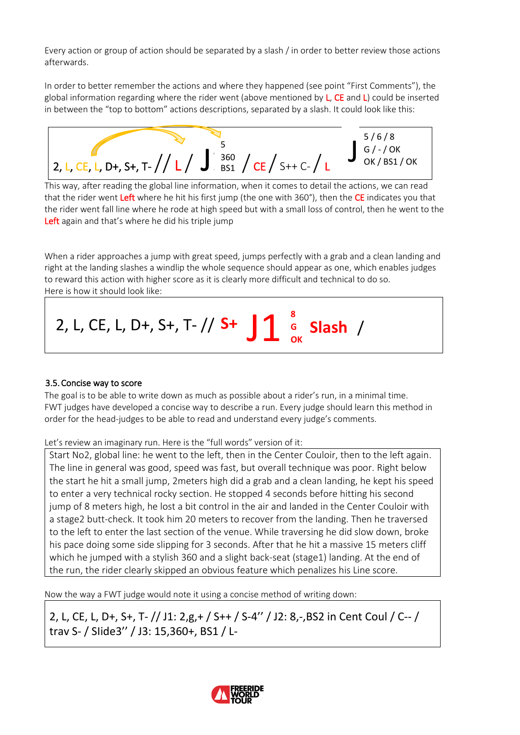Every action or group of action should be separated by a slash / in order to better review those actions afterwards.

In order to better remember the actions and where they happened (see point "First Comments"), the global information regarding where the rider went (above mentioned by L, CE and L) could be inserted in between the "top to bottom" actions descriptions, separated by a slash. It could look like this:

2, L, CE, L, D+, S+, T- // L / J 5 360 BS1 / CE / S++ C- / L J 5 / 6 / 8 G / - / OK OK / BS1 / OK

This way, after reading the global line information, when it comes to detail the actions, we can read that the rider went Left where he hit his first jump (the one with 360°), then the CE indicates you that the rider went fall line where he rode at high speed but with a small loss of control, then he went to the Left again and that's where he did his triple jump

When a rider approaches a jump with great speed, jumps perfectly with a grab and a clean landing and right at the landing slashes a windlip the whole sequence should appear as one, which enables judges to reward this action with higher score as it is clearly more difficult and technical to do so.
Here is how it should look like:

2, L, CE, L, D+, S+, T- // **S+ J1 8 G OK Slash** /

### 3.5. Concise way to score

The goal is to be able to write down as much as possible about a rider's run, in a minimal time.
FWT judges have developed a concise way to describe a run. Every judge should learn this method in order for the head-judges to be able to read and understand every judge's comments.

Let's review an imaginary run. Here is the "full words" version of it:

Start No2, global line: he went to the left, then in the Center Couloir, then to the left again. The line in general was good, speed was fast, but overall technique was poor. Right below the start he hit a small jump, 2meters high did a grab and a clean landing, he kept his speed to enter a very technical rocky section. He stopped 4 seconds before hitting his second jump of 8 meters high, he lost a bit control in the air and landed in the Center Couloir with a stage2 butt-check. It took him 20 meters to recover from the landing. Then he traversed to the left to enter the last section of the venue. While traversing he did slow down, broke his pace doing some side slipping for 3 seconds. After that he hit a massive 15 meters cliff which he jumped with a stylish 360 and a slight back-seat (stage1) landing. At the end of the run, the rider clearly skipped an obvious feature which penalizes his Line score.

Now the way a FWT judge would note it using a concise method of writing down:

2, L, CE, L, D+, S+, T- // J1: 2,g,+ / S++ / S-4'' / J2: 8,-,BS2 in Cent Coul / C-- / trav S- / Slide3'' / J3: 15,360+, BS1 / L-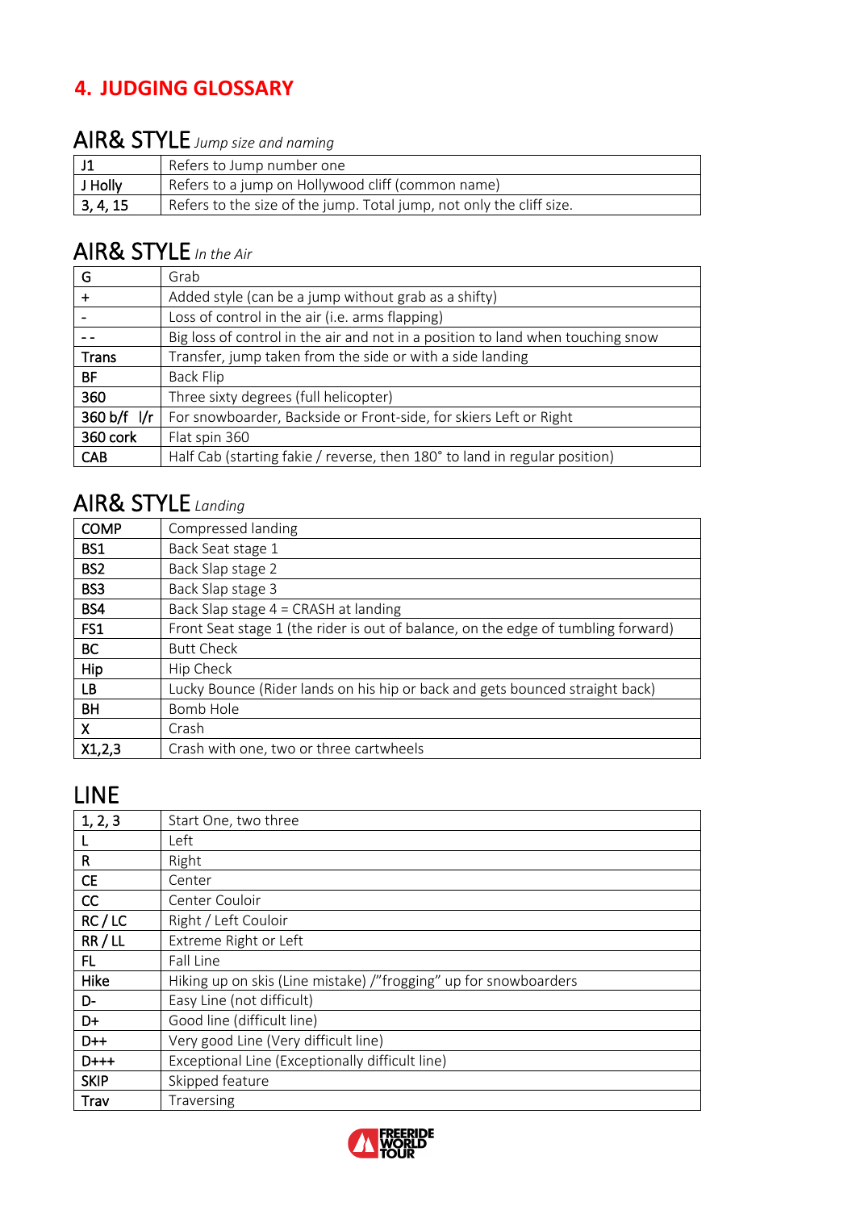# 4. JUDGING GLOSSARY

## AIR& STYLE *Jump size and naming*

| | |
|---|---|
| J1 | Refers to Jump number one |
| J Holly | Refers to a jump on Hollywood cliff (common name) |
| 3, 4, 15 | Refers to the size of the jump. Total jump, not only the cliff size. |

## AIR& STYLE *In the Air*

| | |
|---|---|
| G | Grab |
| + | Added style (can be a jump without grab as a shifty) |
| - | Loss of control in the air (i.e. arms flapping) |
| - - | Big loss of control in the air and not in a position to land when touching snow |
| Trans | Transfer, jump taken from the side or with a side landing |
| BF | Back Flip |
| 360 | Three sixty degrees (full helicopter) |
| 360 b/f l/r | For snowboarder, Backside or Front-side, for skiers Left or Right |
| 360 cork | Flat spin 360 |
| CAB | Half Cab (starting fakie / reverse, then 180° to land in regular position) |

## AIR& STYLE *Landing*

| | |
|---|---|
| COMP | Compressed landing |
| BS1 | Back Seat stage 1 |
| BS2 | Back Slap stage 2 |
| BS3 | Back Slap stage 3 |
| BS4 | Back Slap stage 4 = CRASH at landing |
| FS1 | Front Seat stage 1 (the rider is out of balance, on the edge of tumbling forward) |
| BC | Butt Check |
| Hip | Hip Check |
| LB | Lucky Bounce (Rider lands on his hip or back and gets bounced straight back) |
| BH | Bomb Hole |
| X | Crash |
| X1,2,3 | Crash with one, two or three cartwheels |

## LINE

| | |
|---|---|
| 1, 2, 3 | Start One, two three |
| L | Left |
| R | Right |
| CE | Center |
| CC | Center Couloir |
| RC / LC | Right / Left Couloir |
| RR / LL | Extreme Right or Left |
| FL | Fall Line |
| Hike | Hiking up on skis (Line mistake) /"frogging" up for snowboarders |
| D- | Easy Line (not difficult) |
| D+ | Good line (difficult line) |
| D++ | Very good Line (Very difficult line) |
| D+++ | Exceptional Line (Exceptionally difficult line) |
| SKIP | Skipped feature |
| Trav | Traversing |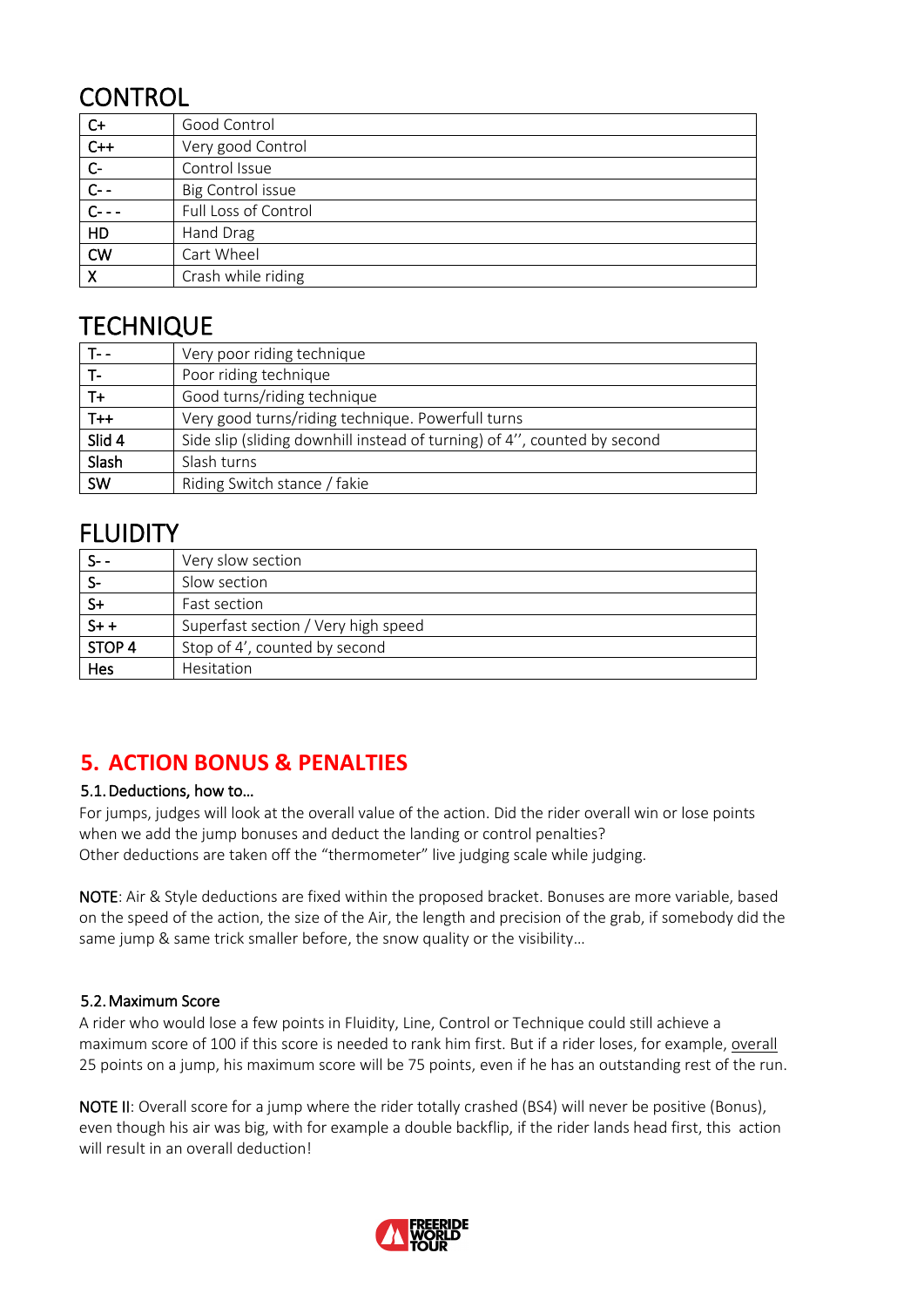## CONTROL

| | |
|---|---|
| C+ | Good Control |
| C++ | Very good Control |
| C- | Control Issue |
| C- - | Big Control issue |
| C- - - | Full Loss of Control |
| HD | Hand Drag |
| CW | Cart Wheel |
| X | Crash while riding |

## TECHNIQUE

| | |
|---|---|
| T- - | Very poor riding technique |
| T- | Poor riding technique |
| T+ | Good turns/riding technique |
| T++ | Very good turns/riding technique. Powerfull turns |
| Slid 4 | Side slip (sliding downhill instead of turning) of 4'', counted by second |
| Slash | Slash turns |
| SW | Riding Switch stance / fakie |

## FLUIDITY

| | |
|---|---|
| S- - | Very slow section |
| S- | Slow section |
| S+ | Fast section |
| S+ + | Superfast section / Very high speed |
| STOP 4 | Stop of 4', counted by second |
| Hes | Hesitation |

## 5. ACTION BONUS & PENALTIES

### 5.1. Deductions, how to…

For jumps, judges will look at the overall value of the action. Did the rider overall win or lose points when we add the jump bonuses and deduct the landing or control penalties?
Other deductions are taken off the "thermometer" live judging scale while judging.

**NOTE**: Air & Style deductions are fixed within the proposed bracket. Bonuses are more variable, based on the speed of the action, the size of the Air, the length and precision of the grab, if somebody did the same jump & same trick smaller before, the snow quality or the visibility…

### 5.2. Maximum Score

A rider who would lose a few points in Fluidity, Line, Control or Technique could still achieve a maximum score of 100 if this score is needed to rank him first. But if a rider loses, for example, overall 25 points on a jump, his maximum score will be 75 points, even if he has an outstanding rest of the run.

**NOTE II**: Overall score for a jump where the rider totally crashed (BS4) will never be positive (Bonus), even though his air was big, with for example a double backflip, if the rider lands head first, this action will result in an overall deduction!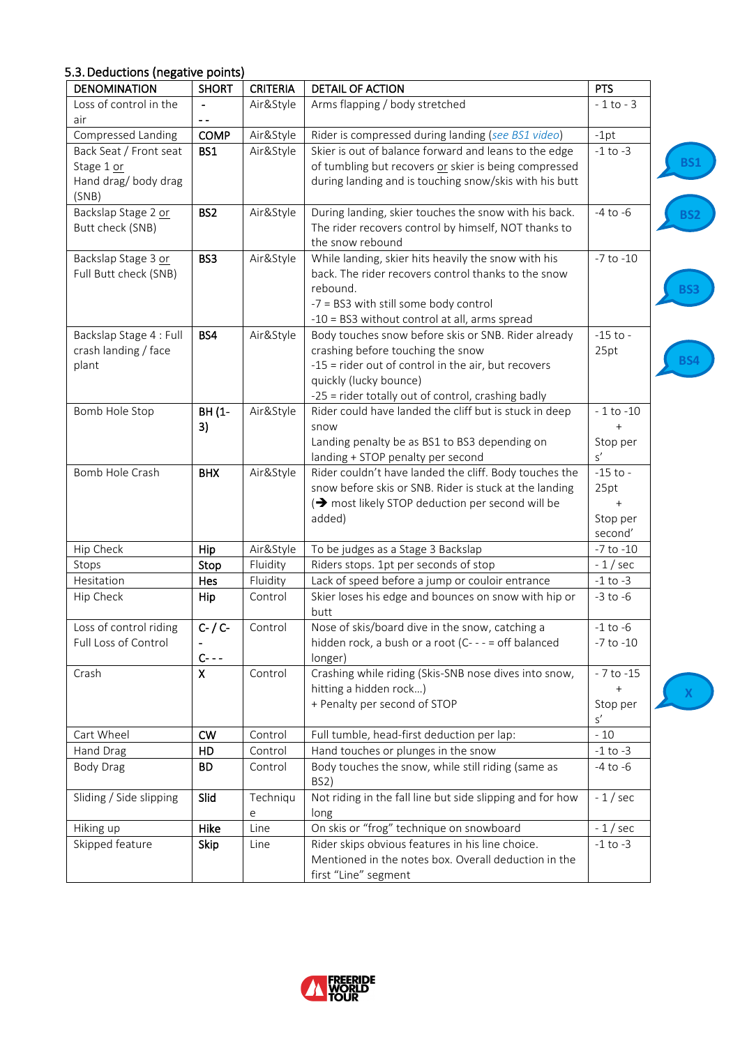### 5.3. Deductions (negative points)

| DENOMINATION | SHORT | CRITERIA | DETAIL OF ACTION | PTS |
|---|---|---|---|---|
| Loss of control in the air | - <br> - - | Air&Style | Arms flapping / body stretched | - 1 to - 3 |
| Compressed Landing | **COMP** | Air&Style | Rider is compressed during landing (*see BS1 video*) | -1pt |
| Back Seat / Front seat Stage 1 or Hand drag/ body drag (SNB) | **BS1** | Air&Style | Skier is out of balance forward and leans to the edge of tumbling but recovers or skier is being compressed during landing and is touching snow/skis with his butt | -1 to -3 |
| Backslap Stage 2 or Butt check (SNB) | **BS2** | Air&Style | During landing, skier touches the snow with his back. The rider recovers control by himself, NOT thanks to the snow rebound | -4 to -6 |
| Backslap Stage 3 or Full Butt check (SNB) | **BS3** | Air&Style | While landing, skier hits heavily the snow with his back. The rider recovers control thanks to the snow rebound.<br>-7 = BS3 with still some body control<br>-10 = BS3 without control at all, arms spread | -7 to -10 |
| Backslap Stage 4 : Full crash landing / face plant | **BS4** | Air&Style | Body touches snow before skis or SNB. Rider already crashing before touching the snow<br>-15 = rider out of control in the air, but recovers quickly (lucky bounce)<br>-25 = rider totally out of control, crashing badly | -15 to -25pt |
| Bomb Hole Stop | **BH (1-3)** | Air&Style | Rider could have landed the cliff but is stuck in deep snow<br>Landing penalty be as BS1 to BS3 depending on landing + STOP penalty per second | - 1 to -10 + Stop per s' |
| Bomb Hole Crash | **BHX** | Air&Style | Rider couldn't have landed the cliff. Body touches the snow before skis or SNB. Rider is stuck at the landing (➔ most likely STOP deduction per second will be added) | -15 to -25pt + Stop per second' |
| Hip Check | **Hip** | Air&Style | To be judges as a Stage 3 Backslap | -7 to -10 |
| Stops | **Stop** | Fluidity | Riders stops. 1pt per seconds of stop | - 1 / sec |
| Hesitation | **Hes** | Fluidity | Lack of speed before a jump or couloir entrance | -1 to -3 |
| Hip Check | **Hip** | Control | Skier loses his edge and bounces on snow with hip or butt | -3 to -6 |
| Loss of control riding<br>Full Loss of Control | **C- / C- -**<br>**C- - -** | Control | Nose of skis/board dive in the snow, catching a hidden rock, a bush or a root (C- - - = off balanced longer) | -1 to -6<br>-7 to -10 |
| Crash | **X** | Control | Crashing while riding (Skis-SNB nose dives into snow, hitting a hidden rock…)<br>+ Penalty per second of STOP | - 7 to -15 + Stop per s' |
| Cart Wheel | **CW** | Control | Full tumble, head-first deduction per lap: | - 10 |
| Hand Drag | **HD** | Control | Hand touches or plunges in the snow | -1 to -3 |
| Body Drag | **BD** | Control | Body touches the snow, while still riding (same as BS2) | -4 to -6 |
| Sliding / Side slipping | **Slid** | Technique | Not riding in the fall line but side slipping and for how long | - 1 / sec |
| Hiking up | **Hike** | Line | On skis or "frog" technique on snowboard | - 1 / sec |
| Skipped feature | **Skip** | Line | Rider skips obvious features in his line choice. Mentioned in the notes box. Overall deduction in the first "Line" segment | -1 to -3 |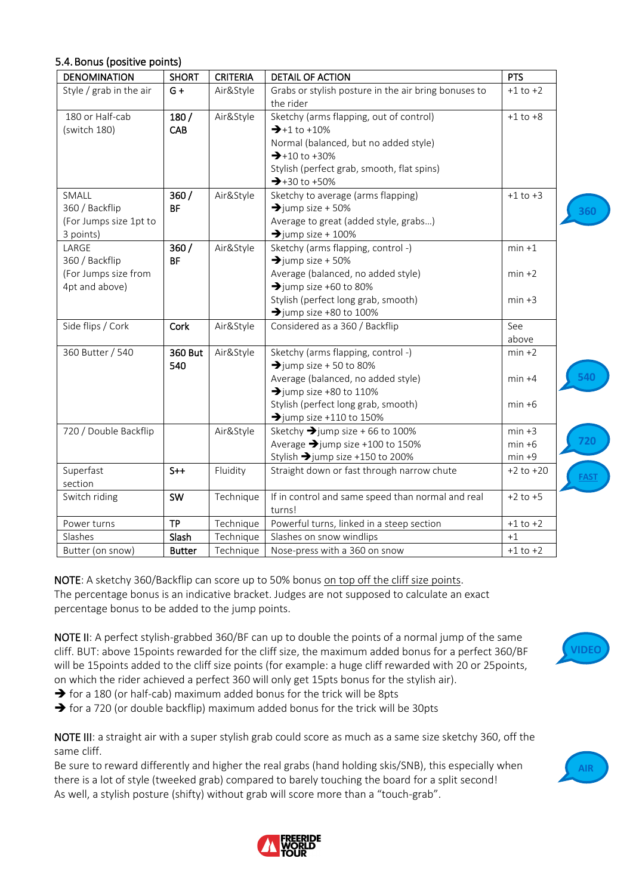### 5.4. Bonus (positive points)

| DENOMINATION | SHORT | CRITERIA | DETAIL OF ACTION | PTS |
|---|---|---|---|---|
| Style / grab in the air | G + | Air&Style | Grabs or stylish posture in the air bring bonuses to the rider | +1 to +2 |
| 180 or Half-cab (switch 180) | 180 / CAB | Air&Style | Sketchy (arms flapping, out of control) ➔+1 to +10% Normal (balanced, but no added style) ➔+10 to +30% Stylish (perfect grab, smooth, flat spins) ➔+30 to +50% | +1 to +8 |
| SMALL 360 / Backflip (For Jumps size 1pt to 3 points) | 360 / BF | Air&Style | Sketchy to average (arms flapping) ➔jump size + 50% Average to great (added style, grabs…) ➔jump size + 100% | +1 to +3 |
| LARGE 360 / Backflip (For Jumps size from 4pt and above) | 360 / BF | Air&Style | Sketchy (arms flapping, control -) ➔jump size + 50% Average (balanced, no added style) ➔jump size +60 to 80% Stylish (perfect long grab, smooth) ➔jump size +80 to 100% | min +1 min +2 min +3 |
| Side flips / Cork | Cork | Air&Style | Considered as a 360 / Backflip | See above |
| 360 Butter / 540 | 360 But 540 | Air&Style | Sketchy (arms flapping, control -) ➔jump size + 50 to 80% Average (balanced, no added style) ➔jump size +80 to 110% Stylish (perfect long grab, smooth) ➔jump size +110 to 150% | min +2 min +4 min +6 |
| 720 / Double Backflip | | Air&Style | Sketchy ➔jump size + 66 to 100% Average ➔jump size +100 to 150% Stylish ➔jump size +150 to 200% | min +3 min +6 min +9 |
| Superfast section | S++ | Fluidity | Straight down or fast through narrow chute | +2 to +20 |
| Switch riding | SW | Technique | If in control and same speed than normal and real turns! | +2 to +5 |
| Power turns | TP | Technique | Powerful turns, linked in a steep section | +1 to +2 |
| Slashes | Slash | Technique | Slashes on snow windlips | +1 |
| Butter (on snow) | Butter | Technique | Nose-press with a 360 on snow | +1 to +2 |

NOTE: A sketchy 360/Backflip can score up to 50% bonus on top off the cliff size points.
The percentage bonus is an indicative bracket. Judges are not supposed to calculate an exact percentage bonus to be added to the jump points.

NOTE II: A perfect stylish-grabbed 360/BF can up to double the points of a normal jump of the same cliff. BUT: above 15points rewarded for the cliff size, the maximum added bonus for a perfect 360/BF will be 15points added to the cliff size points (for example: a huge cliff rewarded with 20 or 25points, on which the rider achieved a perfect 360 will only get 15pts bonus for the stylish air).

➔ for a 180 (or half-cab) maximum added bonus for the trick will be 8pts
➔ for a 720 (or double backflip) maximum added bonus for the trick will be 30pts

NOTE III: a straight air with a super stylish grab could score as much as a same size sketchy 360, off the same cliff.
Be sure to reward differently and higher the real grabs (hand holding skis/SNB), this especially when there is a lot of style (tweeked grab) compared to barely touching the board for a split second!
As well, a stylish posture (shifty) without grab will score more than a "touch-grab".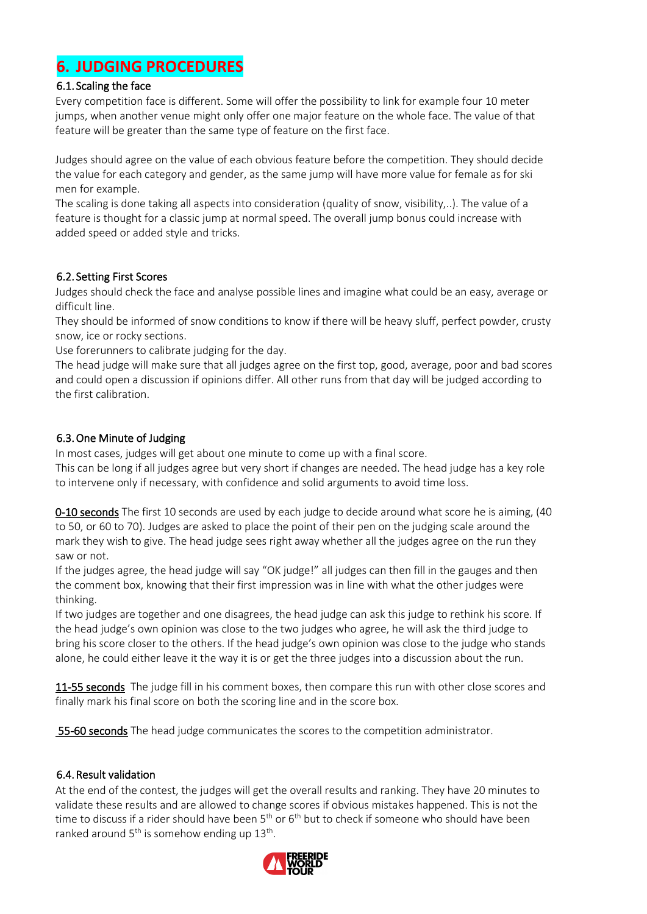# 6. JUDGING PROCEDURES

## 6.1. Scaling the face

Every competition face is different. Some will offer the possibility to link for example four 10 meter jumps, when another venue might only offer one major feature on the whole face. The value of that feature will be greater than the same type of feature on the first face.

Judges should agree on the value of each obvious feature before the competition. They should decide the value for each category and gender, as the same jump will have more value for female as for ski men for example.
The scaling is done taking all aspects into consideration (quality of snow, visibility,..). The value of a feature is thought for a classic jump at normal speed. The overall jump bonus could increase with added speed or added style and tricks.

## 6.2. Setting First Scores

Judges should check the face and analyse possible lines and imagine what could be an easy, average or difficult line.
They should be informed of snow conditions to know if there will be heavy sluff, perfect powder, crusty snow, ice or rocky sections.
Use forerunners to calibrate judging for the day.
The head judge will make sure that all judges agree on the first top, good, average, poor and bad scores and could open a discussion if opinions differ. All other runs from that day will be judged according to the first calibration.

## 6.3. One Minute of Judging

In most cases, judges will get about one minute to come up with a final score.
This can be long if all judges agree but very short if changes are needed. The head judge has a key role to intervene only if necessary, with confidence and solid arguments to avoid time loss.

**0-10 seconds** The first 10 seconds are used by each judge to decide around what score he is aiming, (40 to 50, or 60 to 70). Judges are asked to place the point of their pen on the judging scale around the mark they wish to give. The head judge sees right away whether all the judges agree on the run they saw or not.
If the judges agree, the head judge will say "OK judge!" all judges can then fill in the gauges and then the comment box, knowing that their first impression was in line with what the other judges were thinking.
If two judges are together and one disagrees, the head judge can ask this judge to rethink his score. If the head judge's own opinion was close to the two judges who agree, he will ask the third judge to bring his score closer to the others. If the head judge's own opinion was close to the judge who stands alone, he could either leave it the way it is or get the three judges into a discussion about the run.

**11-55 seconds** The judge fill in his comment boxes, then compare this run with other close scores and finally mark his final score on both the scoring line and in the score box.

**55-60 seconds** The head judge communicates the scores to the competition administrator.

## 6.4. Result validation

At the end of the contest, the judges will get the overall results and ranking. They have 20 minutes to validate these results and are allowed to change scores if obvious mistakes happened. This is not the time to discuss if a rider should have been 5th or 6th but to check if someone who should have been ranked around 5th is somehow ending up 13th.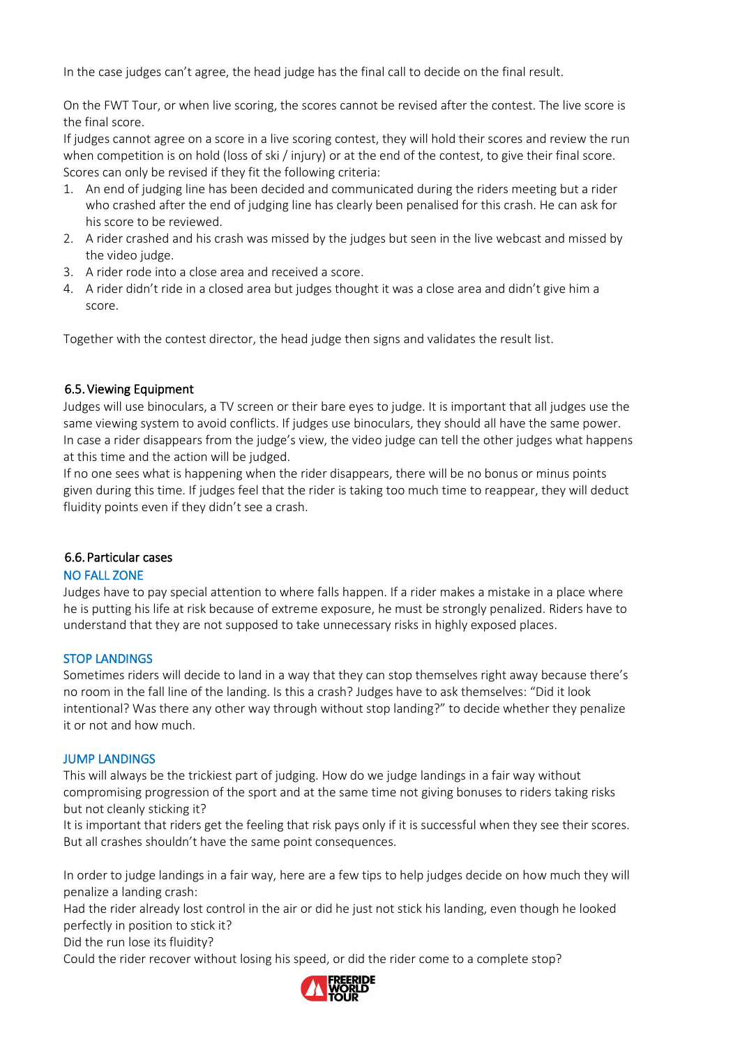In the case judges can't agree, the head judge has the final call to decide on the final result.

On the FWT Tour, or when live scoring, the scores cannot be revised after the contest. The live score is the final score.
If judges cannot agree on a score in a live scoring contest, they will hold their scores and review the run when competition is on hold (loss of ski / injury) or at the end of the contest, to give their final score.
Scores can only be revised if they fit the following criteria:

1. An end of judging line has been decided and communicated during the riders meeting but a rider who crashed after the end of judging line has clearly been penalised for this crash. He can ask for his score to be reviewed.
2. A rider crashed and his crash was missed by the judges but seen in the live webcast and missed by the video judge.
3. A rider rode into a close area and received a score.
4. A rider didn't ride in a closed area but judges thought it was a close area and didn't give him a score.

Together with the contest director, the head judge then signs and validates the result list.

### 6.5. Viewing Equipment

Judges will use binoculars, a TV screen or their bare eyes to judge. It is important that all judges use the same viewing system to avoid conflicts. If judges use binoculars, they should all have the same power.
In case a rider disappears from the judge's view, the video judge can tell the other judges what happens at this time and the action will be judged.
If no one sees what is happening when the rider disappears, there will be no bonus or minus points given during this time. If judges feel that the rider is taking too much time to reappear, they will deduct fluidity points even if they didn't see a crash.

### 6.6. Particular cases

#### NO FALL ZONE

Judges have to pay special attention to where falls happen. If a rider makes a mistake in a place where he is putting his life at risk because of extreme exposure, he must be strongly penalized. Riders have to understand that they are not supposed to take unnecessary risks in highly exposed places.

#### STOP LANDINGS

Sometimes riders will decide to land in a way that they can stop themselves right away because there's no room in the fall line of the landing. Is this a crash? Judges have to ask themselves: "Did it look intentional? Was there any other way through without stop landing?" to decide whether they penalize it or not and how much.

#### JUMP LANDINGS

This will always be the trickiest part of judging. How do we judge landings in a fair way without compromising progression of the sport and at the same time not giving bonuses to riders taking risks but not cleanly sticking it?
It is important that riders get the feeling that risk pays only if it is successful when they see their scores. But all crashes shouldn't have the same point consequences.

In order to judge landings in a fair way, here are a few tips to help judges decide on how much they will penalize a landing crash:
Had the rider already lost control in the air or did he just not stick his landing, even though he looked perfectly in position to stick it?
Did the run lose its fluidity?
Could the rider recover without losing his speed, or did the rider come to a complete stop?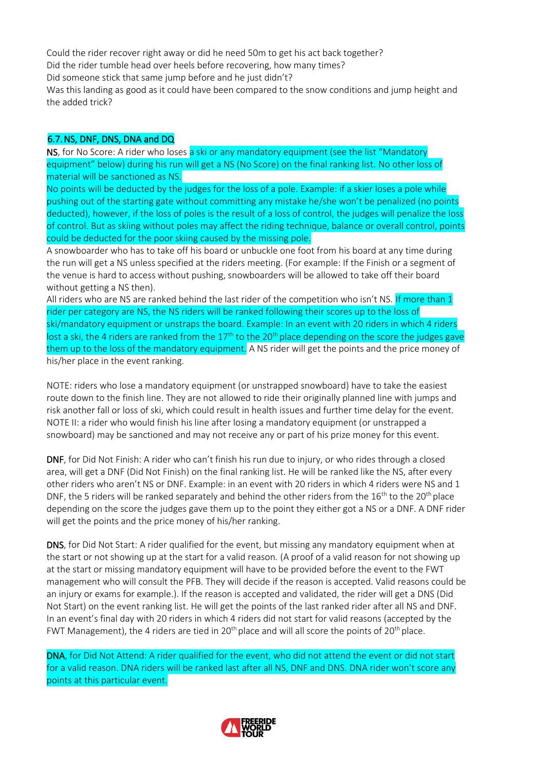Could the rider recover right away or did he need 50m to get his act back together?
Did the rider tumble head over heels before recovering, how many times?
Did someone stick that same jump before and he just didn't?
Was this landing as good as it could have been compared to the snow conditions and jump height and the added trick?

## 6.7. NS, DNF, DNS, DNA and DQ

**NS**, for No Score: A rider who loses a ski or any mandatory equipment (see the list "Mandatory equipment" below) during his run will get a NS (No Score) on the final ranking list. No other loss of material will be sanctioned as NS.
No points will be deducted by the judges for the loss of a pole. Example: if a skier loses a pole while pushing out of the starting gate without committing any mistake he/she won't be penalized (no points deducted), however, if the loss of poles is the result of a loss of control, the judges will penalize the loss of control. But as skiing without poles may affect the riding technique, balance or overall control, points could be deducted for the poor skiing caused by the missing pole.
A snowboarder who has to take off his board or unbuckle one foot from his board at any time during the run will get a NS unless specified at the riders meeting. (For example: If the Finish or a segment of the venue is hard to access without pushing, snowboarders will be allowed to take off their board without getting a NS then).
All riders who are NS are ranked behind the last rider of the competition who isn't NS. If more than 1 rider per category are NS, the NS riders will be ranked following their scores up to the loss of ski/mandatory equipment or unstraps the board. Example: In an event with 20 riders in which 4 riders lost a ski, the 4 riders are ranked from the 17th to the 20th place depending on the score the judges gave them up to the loss of the mandatory equipment. A NS rider will get the points and the price money of his/her place in the event ranking.

NOTE: riders who lose a mandatory equipment (or unstrapped snowboard) have to take the easiest route down to the finish line. They are not allowed to ride their originally planned line with jumps and risk another fall or loss of ski, which could result in health issues and further time delay for the event.
NOTE II: a rider who would finish his line after losing a mandatory equipment (or unstrapped a snowboard) may be sanctioned and may not receive any or part of his prize money for this event.

**DNF**, for Did Not Finish: A rider who can't finish his run due to injury, or who rides through a closed area, will get a DNF (Did Not Finish) on the final ranking list. He will be ranked like the NS, after every other riders who aren't NS or DNF. Example: in an event with 20 riders in which 4 riders were NS and 1 DNF, the 5 riders will be ranked separately and behind the other riders from the 16th to the 20th place depending on the score the judges gave them up to the point they either got a NS or a DNF. A DNF rider will get the points and the price money of his/her ranking.

**DNS**, for Did Not Start: A rider qualified for the event, but missing any mandatory equipment when at the start or not showing up at the start for a valid reason. (A proof of a valid reason for not showing up at the start or missing mandatory equipment will have to be provided before the event to the FWT management who will consult the PFB. They will decide if the reason is accepted. Valid reasons could be an injury or exams for example.). If the reason is accepted and validated, the rider will get a DNS (Did Not Start) on the event ranking list. He will get the points of the last ranked rider after all NS and DNF. In an event's final day with 20 riders in which 4 riders did not start for valid reasons (accepted by the FWT Management), the 4 riders are tied in 20th place and will all score the points of 20th place.

**DNA**, for Did Not Attend: A rider qualified for the event, who did not attend the event or did not start for a valid reason. DNA riders will be ranked last after all NS, DNF and DNS. DNA rider won't score any points at this particular event.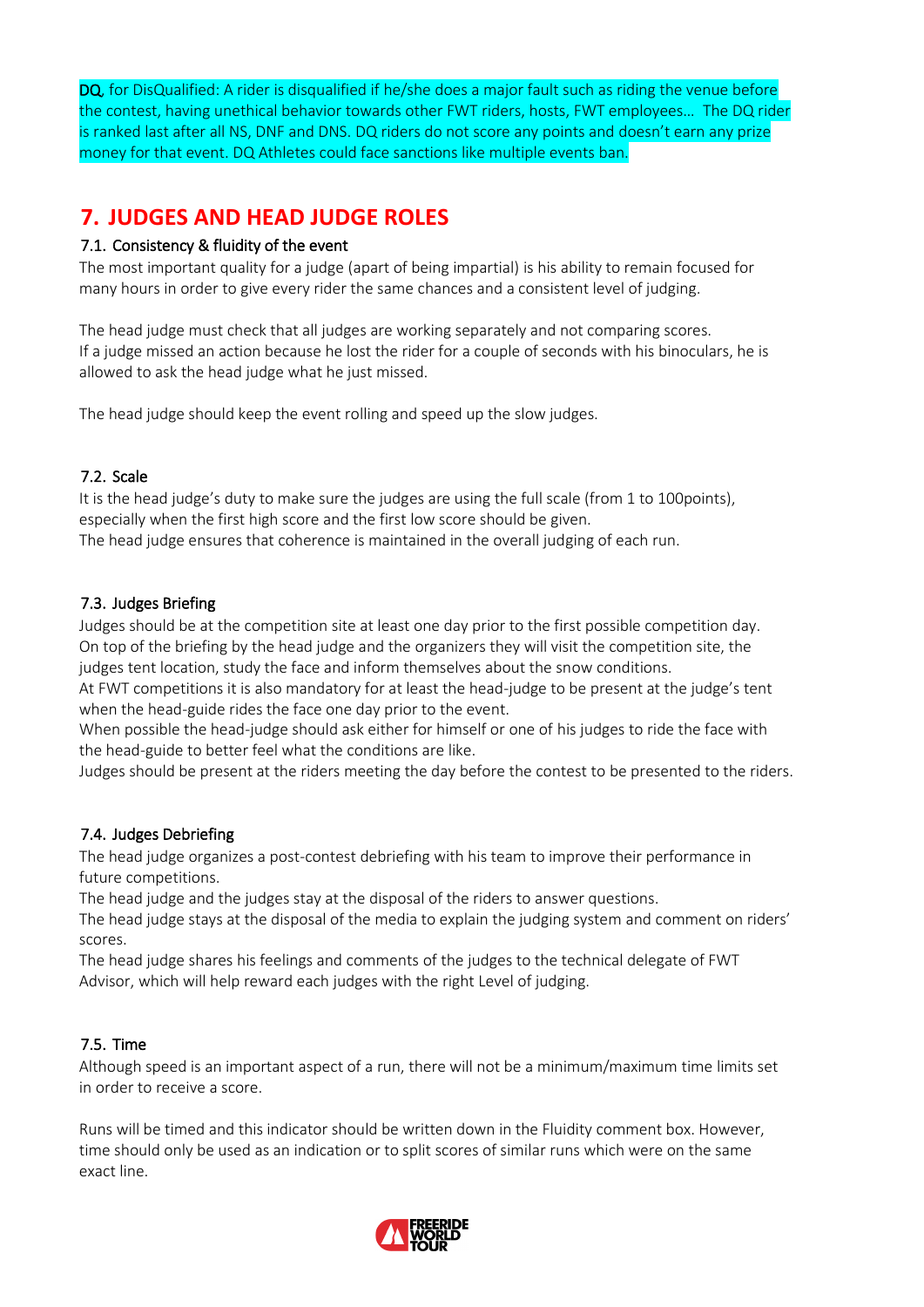**DQ** for DisQualified: A rider is disqualified if he/she does a major fault such as riding the venue before the contest, having unethical behavior towards other FWT riders, hosts, FWT employees… The DQ rider is ranked last after all NS, DNF and DNS. DQ riders do not score any points and doesn't earn any prize money for that event. DQ Athletes could face sanctions like multiple events ban.

# 7. JUDGES AND HEAD JUDGE ROLES

## 7.1. Consistency & fluidity of the event

The most important quality for a judge (apart of being impartial) is his ability to remain focused for many hours in order to give every rider the same chances and a consistent level of judging.

The head judge must check that all judges are working separately and not comparing scores.
If a judge missed an action because he lost the rider for a couple of seconds with his binoculars, he is allowed to ask the head judge what he just missed.

The head judge should keep the event rolling and speed up the slow judges.

## 7.2. Scale

It is the head judge's duty to make sure the judges are using the full scale (from 1 to 100points), especially when the first high score and the first low score should be given.
The head judge ensures that coherence is maintained in the overall judging of each run.

## 7.3. Judges Briefing

Judges should be at the competition site at least one day prior to the first possible competition day. On top of the briefing by the head judge and the organizers they will visit the competition site, the judges tent location, study the face and inform themselves about the snow conditions.
At FWT competitions it is also mandatory for at least the head-judge to be present at the judge's tent when the head-guide rides the face one day prior to the event.
When possible the head-judge should ask either for himself or one of his judges to ride the face with the head-guide to better feel what the conditions are like.
Judges should be present at the riders meeting the day before the contest to be presented to the riders.

## 7.4. Judges Debriefing

The head judge organizes a post-contest debriefing with his team to improve their performance in future competitions.
The head judge and the judges stay at the disposal of the riders to answer questions.
The head judge stays at the disposal of the media to explain the judging system and comment on riders' scores.
The head judge shares his feelings and comments of the judges to the technical delegate of FWT Advisor, which will help reward each judges with the right Level of judging.

## 7.5. Time

Although speed is an important aspect of a run, there will not be a minimum/maximum time limits set in order to receive a score.

Runs will be timed and this indicator should be written down in the Fluidity comment box. However, time should only be used as an indication or to split scores of similar runs which were on the same exact line.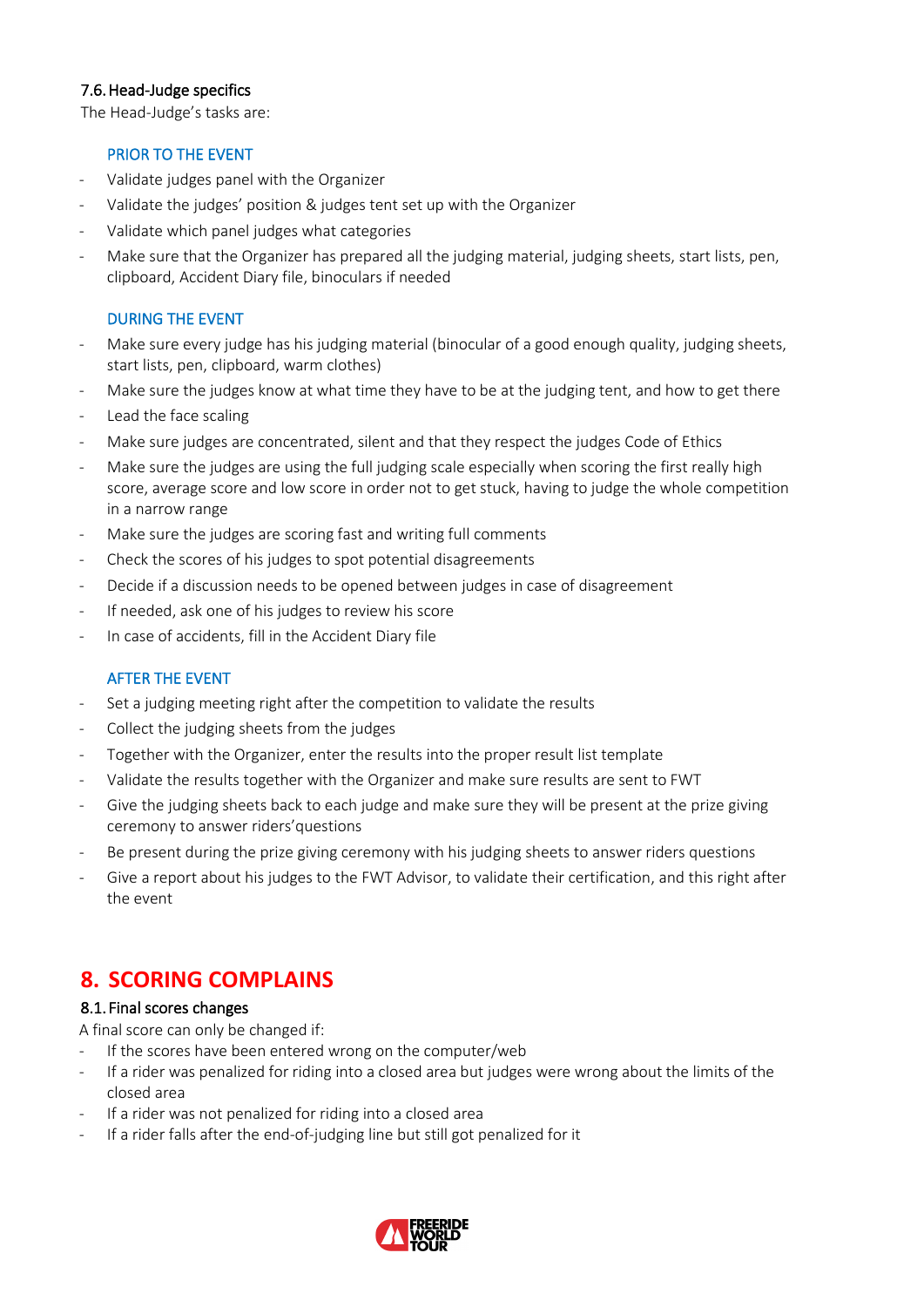### 7.6. Head-Judge specifics

The Head-Judge's tasks are:

#### PRIOR TO THE EVENT

- Validate judges panel with the Organizer
- Validate the judges' position & judges tent set up with the Organizer
- Validate which panel judges what categories
- Make sure that the Organizer has prepared all the judging material, judging sheets, start lists, pen, clipboard, Accident Diary file, binoculars if needed

#### DURING THE EVENT

- Make sure every judge has his judging material (binocular of a good enough quality, judging sheets, start lists, pen, clipboard, warm clothes)
- Make sure the judges know at what time they have to be at the judging tent, and how to get there
- Lead the face scaling
- Make sure judges are concentrated, silent and that they respect the judges Code of Ethics
- Make sure the judges are using the full judging scale especially when scoring the first really high score, average score and low score in order not to get stuck, having to judge the whole competition in a narrow range
- Make sure the judges are scoring fast and writing full comments
- Check the scores of his judges to spot potential disagreements
- Decide if a discussion needs to be opened between judges in case of disagreement
- If needed, ask one of his judges to review his score
- In case of accidents, fill in the Accident Diary file

#### AFTER THE EVENT

- Set a judging meeting right after the competition to validate the results
- Collect the judging sheets from the judges
- Together with the Organizer, enter the results into the proper result list template
- Validate the results together with the Organizer and make sure results are sent to FWT
- Give the judging sheets back to each judge and make sure they will be present at the prize giving ceremony to answer riders'questions
- Be present during the prize giving ceremony with his judging sheets to answer riders questions
- Give a report about his judges to the FWT Advisor, to validate their certification, and this right after the event

## 8. SCORING COMPLAINS

### 8.1. Final scores changes

A final score can only be changed if:

- If the scores have been entered wrong on the computer/web
- If a rider was penalized for riding into a closed area but judges were wrong about the limits of the closed area
- If a rider was not penalized for riding into a closed area
- If a rider falls after the end-of-judging line but still got penalized for it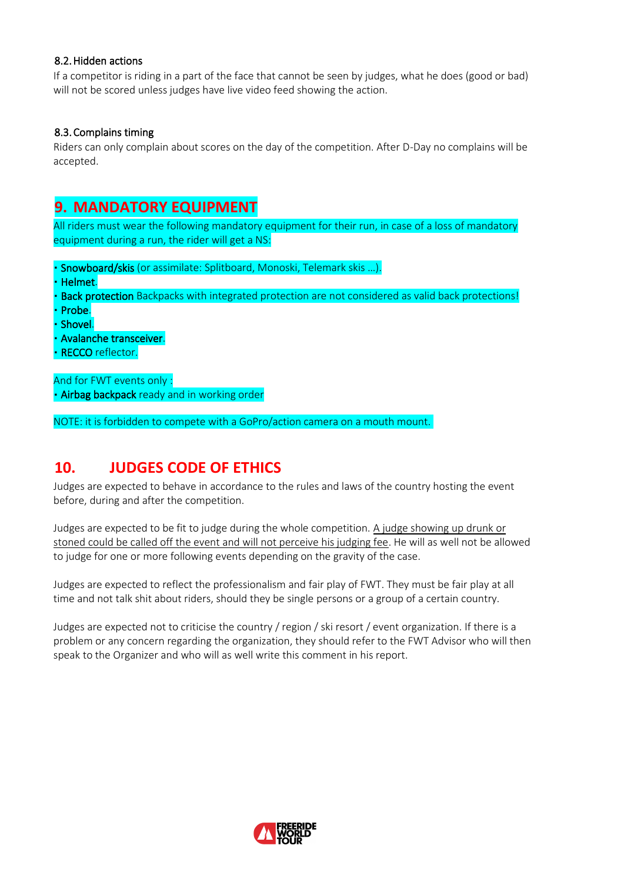### 8.2. Hidden actions

If a competitor is riding in a part of the face that cannot be seen by judges, what he does (good or bad) will not be scored unless judges have live video feed showing the action.

### 8.3. Complains timing

Riders can only complain about scores on the day of the competition. After D-Day no complains will be accepted.

## 9. MANDATORY EQUIPMENT

All riders must wear the following mandatory equipment for their run, in case of a loss of mandatory equipment during a run, the rider will get a NS:

- **Snowboard/skis** (or assimilate: Splitboard, Monoski, Telemark skis ...).
- **Helmet**.
- **Back protection** Backpacks with integrated protection are not considered as valid back protections!
- **Probe**.
- **Shovel**.
- **Avalanche transceiver**.
- **RECCO** reflector.

And for FWT events only :

- **Airbag backpack** ready and in working order

NOTE: it is forbidden to compete with a GoPro/action camera on a mouth mount.

## 10. JUDGES CODE OF ETHICS

Judges are expected to behave in accordance to the rules and laws of the country hosting the event before, during and after the competition.

Judges are expected to be fit to judge during the whole competition. A judge showing up drunk or stoned could be called off the event and will not perceive his judging fee. He will as well not be allowed to judge for one or more following events depending on the gravity of the case.

Judges are expected to reflect the professionalism and fair play of FWT. They must be fair play at all time and not talk shit about riders, should they be single persons or a group of a certain country.

Judges are expected not to criticise the country / region / ski resort / event organization. If there is a problem or any concern regarding the organization, they should refer to the FWT Advisor who will then speak to the Organizer and who will as well write this comment in his report.